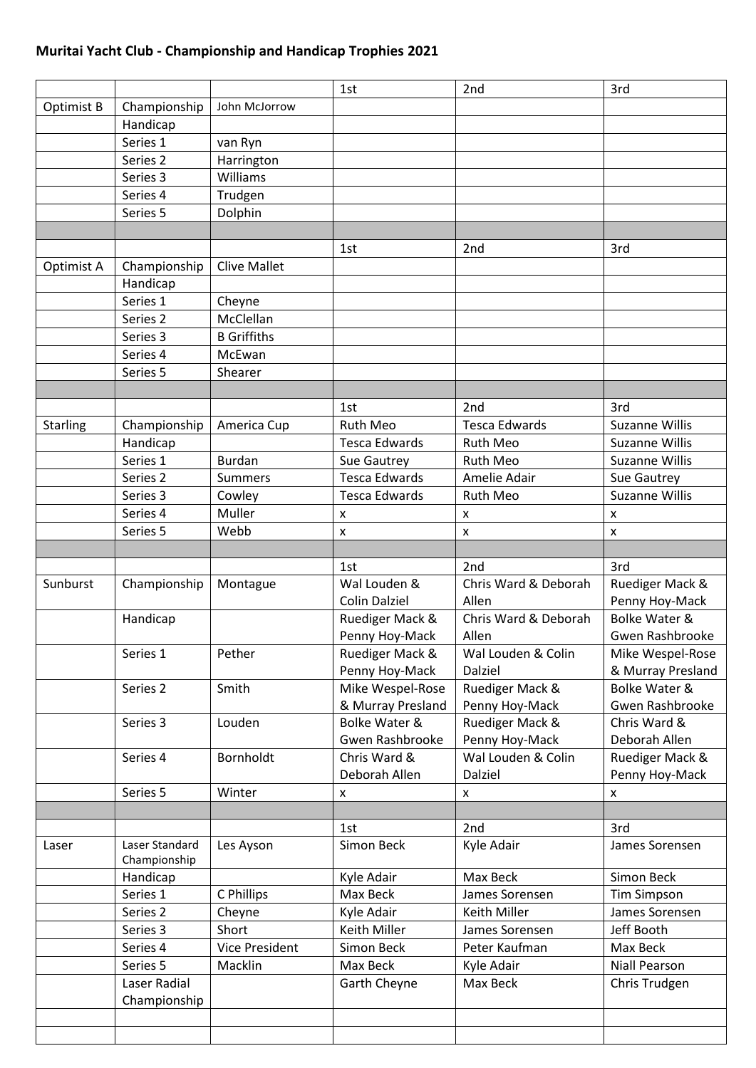**Muritai Yacht Club - Championship and Handicap Trophies 2021**

| | | | 1st | 2nd | 3rd |
|---|---|---|---|---|---|
| Optimist B | Championship | John McJorrow | | | |
| | Handicap | | | | |
| | Series 1 | van Ryn | | | |
| | Series 2 | Harrington | | | |
| | Series 3 | Williams | | | |
| | Series 4 | Trudgen | | | |
| | Series 5 | Dolphin | | | |
| | | | | | |
| | | | 1st | 2nd | 3rd |
| Optimist A | Championship | Clive Mallet | | | |
| | Handicap | | | | |
| | Series 1 | Cheyne | | | |
| | Series 2 | McClellan | | | |
| | Series 3 | B Griffiths | | | |
| | Series 4 | McEwan | | | |
| | Series 5 | Shearer | | | |
| | | | | | |
| | | | 1st | 2nd | 3rd |
| Starling | Championship | America Cup | Ruth Meo | Tesca Edwards | Suzanne Willis |
| | Handicap | | Tesca Edwards | Ruth Meo | Suzanne Willis |
| | Series 1 | Burdan | Sue Gautrey | Ruth Meo | Suzanne Willis |
| | Series 2 | Summers | Tesca Edwards | Amelie Adair | Sue Gautrey |
| | Series 3 | Cowley | Tesca Edwards | Ruth Meo | Suzanne Willis |
| | Series 4 | Muller | x | x | x |
| | Series 5 | Webb | x | x | x |
| | | | | | |
| | | | 1st | 2nd | 3rd |
| Sunburst | Championship | Montague | Wal Louden & Colin Dalziel | Chris Ward & Deborah Allen | Ruediger Mack & Penny Hoy-Mack |
| | Handicap | | Ruediger Mack & Penny Hoy-Mack | Chris Ward & Deborah Allen | Bolke Water & Gwen Rashbrooke |
| | Series 1 | Pether | Ruediger Mack & Penny Hoy-Mack | Wal Louden & Colin Dalziel | Mike Wespel-Rose & Murray Presland |
| | Series 2 | Smith | Mike Wespel-Rose & Murray Presland | Ruediger Mack & Penny Hoy-Mack | Bolke Water & Gwen Rashbrooke |
| | Series 3 | Louden | Bolke Water & Gwen Rashbrooke | Ruediger Mack & Penny Hoy-Mack | Chris Ward & Deborah Allen |
| | Series 4 | Bornholdt | Chris Ward & Deborah Allen | Wal Louden & Colin Dalziel | Ruediger Mack & Penny Hoy-Mack |
| | Series 5 | Winter | x | x | x |
| | | | | | |
| | | | 1st | 2nd | 3rd |
| Laser | Laser Standard Championship | Les Ayson | Simon Beck | Kyle Adair | James Sorensen |
| | Handicap | | Kyle Adair | Max Beck | Simon Beck |
| | Series 1 | C Phillips | Max Beck | James Sorensen | Tim Simpson |
| | Series 2 | Cheyne | Kyle Adair | Keith Miller | James Sorensen |
| | Series 3 | Short | Keith Miller | James Sorensen | Jeff Booth |
| | Series 4 | Vice President | Simon Beck | Peter Kaufman | Max Beck |
| | Series 5 | Macklin | Max Beck | Kyle Adair | Niall Pearson |
| | Laser Radial Championship | | Garth Cheyne | Max Beck | Chris Trudgen |
| | | | | | |
| | | | | | |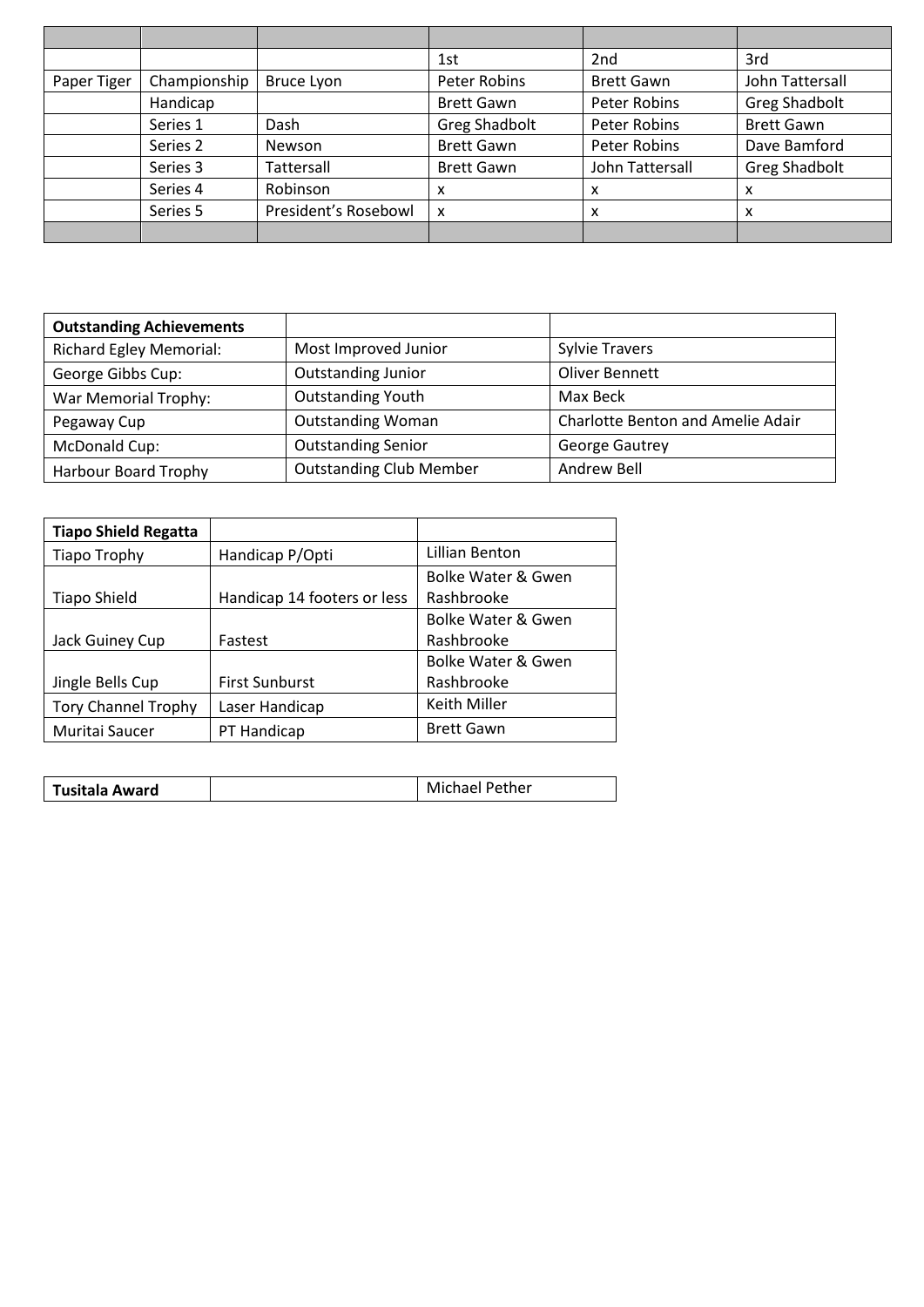| | | | | | |
|---|---|---|---|---|---|
| | | | | | |
| | | | 1st | 2nd | 3rd |
| Paper Tiger | Championship | Bruce Lyon | Peter Robins | Brett Gawn | John Tattersall |
| | Handicap | | Brett Gawn | Peter Robins | Greg Shadbolt |
| | Series 1 | Dash | Greg Shadbolt | Peter Robins | Brett Gawn |
| | Series 2 | Newson | Brett Gawn | Peter Robins | Dave Bamford |
| | Series 3 | Tattersall | Brett Gawn | John Tattersall | Greg Shadbolt |
| | Series 4 | Robinson | x | x | x |
| | Series 5 | President's Rosebowl | x | x | x |
| | | | | | |

| **Outstanding Achievements** | | |
|---|---|---|
| Richard Egley Memorial: | Most Improved Junior | Sylvie Travers |
| George Gibbs Cup: | Outstanding Junior | Oliver Bennett |
| War Memorial Trophy: | Outstanding Youth | Max Beck |
| Pegaway Cup | Outstanding Woman | Charlotte Benton and Amelie Adair |
| McDonald Cup: | Outstanding Senior | George Gautrey |
| Harbour Board Trophy | Outstanding Club Member | Andrew Bell |

| **Tiapo Shield Regatta** | | |
|---|---|---|
| Tiapo Trophy | Handicap P/Opti | Lillian Benton |
| Tiapo Shield | Handicap 14 footers or less | Bolke Water & Gwen Rashbrooke |
| Jack Guiney Cup | Fastest | Bolke Water & Gwen Rashbrooke |
| Jingle Bells Cup | First Sunburst | Bolke Water & Gwen Rashbrooke |
| Tory Channel Trophy | Laser Handicap | Keith Miller |
| Muritai Saucer | PT Handicap | Brett Gawn |

| **Tusitala Award** | | Michael Pether |
|---|---|---|